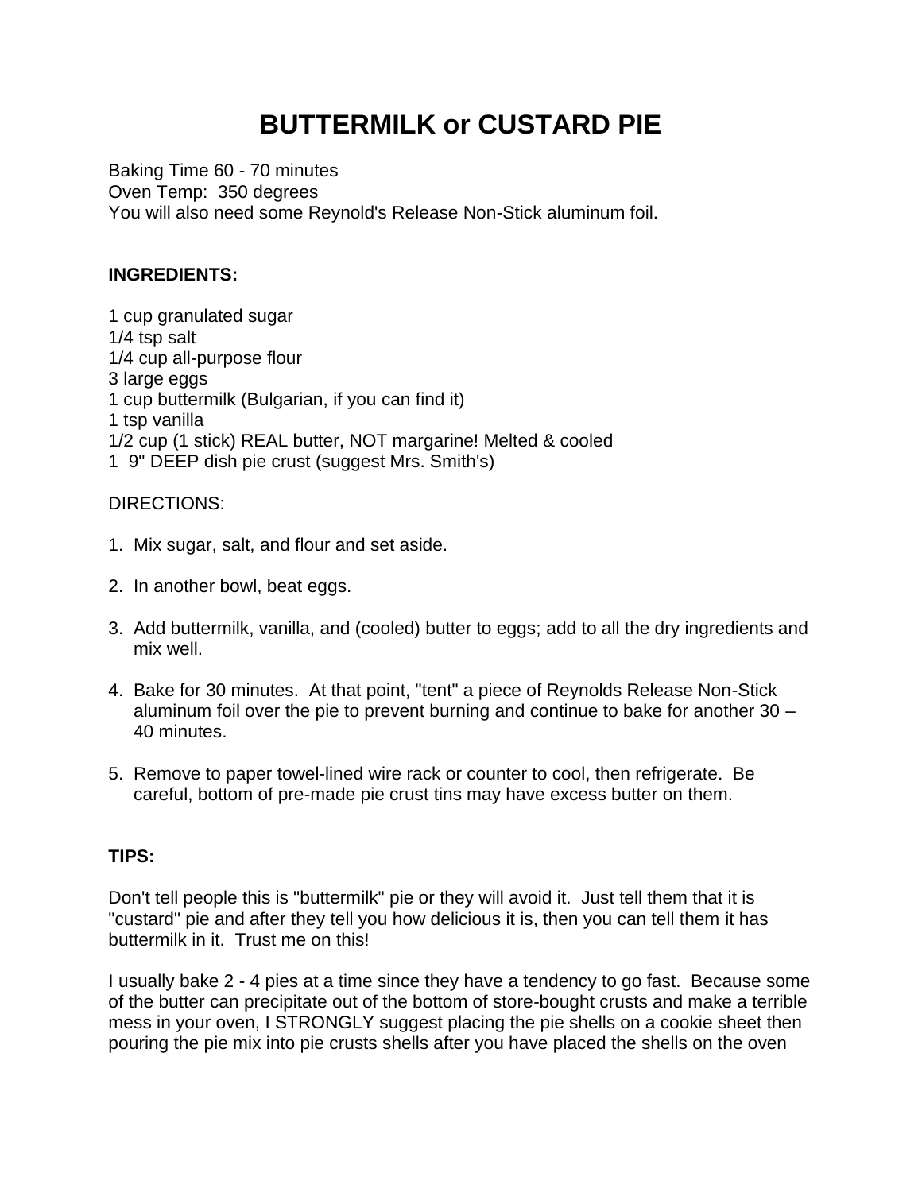# BUTTERMILK or CUSTARD PIE

Baking Time 60 - 70 minutes
Oven Temp: 350 degrees
You will also need some Reynold's Release Non-Stick aluminum foil.

**INGREDIENTS:**

1 cup granulated sugar
1/4 tsp salt
1/4 cup all-purpose flour
3 large eggs
1 cup buttermilk (Bulgarian, if you can find it)
1 tsp vanilla
1/2 cup (1 stick) REAL butter, NOT margarine! Melted & cooled
1 9" DEEP dish pie crust (suggest Mrs. Smith's)

DIRECTIONS:

1. Mix sugar, salt, and flour and set aside.

2. In another bowl, beat eggs.

3. Add buttermilk, vanilla, and (cooled) butter to eggs; add to all the dry ingredients and mix well.

4. Bake for 30 minutes. At that point, "tent" a piece of Reynolds Release Non-Stick aluminum foil over the pie to prevent burning and continue to bake for another 30 – 40 minutes.

5. Remove to paper towel-lined wire rack or counter to cool, then refrigerate. Be careful, bottom of pre-made pie crust tins may have excess butter on them.

**TIPS:**

Don't tell people this is "buttermilk" pie or they will avoid it. Just tell them that it is "custard" pie and after they tell you how delicious it is, then you can tell them it has buttermilk in it. Trust me on this!

I usually bake 2 - 4 pies at a time since they have a tendency to go fast. Because some of the butter can precipitate out of the bottom of store-bought crusts and make a terrible mess in your oven, I STRONGLY suggest placing the pie shells on a cookie sheet then pouring the pie mix into pie crusts shells after you have placed the shells on the oven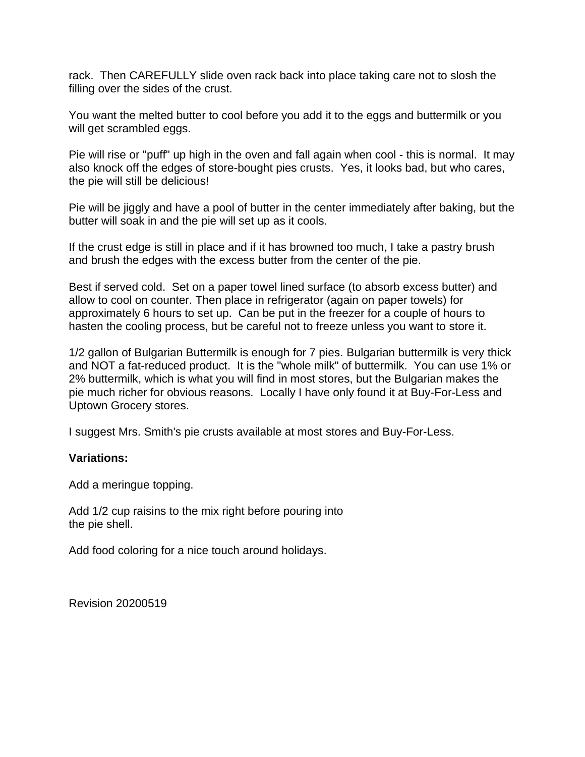rack. Then CAREFULLY slide oven rack back into place taking care not to slosh the filling over the sides of the crust.

You want the melted butter to cool before you add it to the eggs and buttermilk or you will get scrambled eggs.

Pie will rise or "puff" up high in the oven and fall again when cool - this is normal. It may also knock off the edges of store-bought pies crusts. Yes, it looks bad, but who cares, the pie will still be delicious!

Pie will be jiggly and have a pool of butter in the center immediately after baking, but the butter will soak in and the pie will set up as it cools.

If the crust edge is still in place and if it has browned too much, I take a pastry brush and brush the edges with the excess butter from the center of the pie.

Best if served cold. Set on a paper towel lined surface (to absorb excess butter) and allow to cool on counter. Then place in refrigerator (again on paper towels) for approximately 6 hours to set up. Can be put in the freezer for a couple of hours to hasten the cooling process, but be careful not to freeze unless you want to store it.

1/2 gallon of Bulgarian Buttermilk is enough for 7 pies. Bulgarian buttermilk is very thick and NOT a fat-reduced product. It is the "whole milk" of buttermilk. You can use 1% or 2% buttermilk, which is what you will find in most stores, but the Bulgarian makes the pie much richer for obvious reasons. Locally I have only found it at Buy-For-Less and Uptown Grocery stores.

I suggest Mrs. Smith's pie crusts available at most stores and Buy-For-Less.

**Variations:**

Add a meringue topping.

Add 1/2 cup raisins to the mix right before pouring into the pie shell.

Add food coloring for a nice touch around holidays.

Revision 20200519